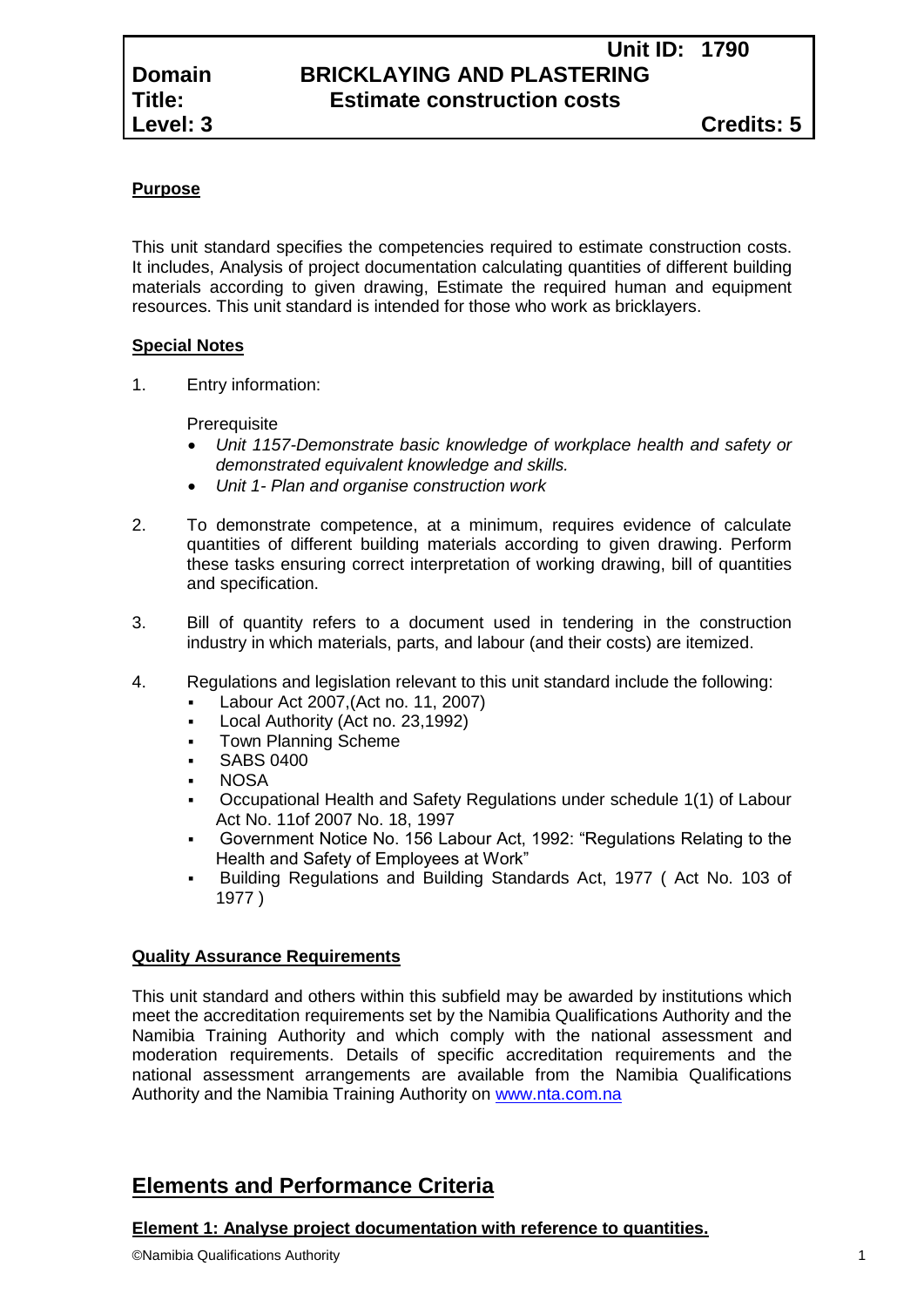| | **Unit ID: 1790** | |
|---|---|---|
| **Domain** | **BRICKLAYING AND PLASTERING** | |
| **Title:** | **Estimate construction costs** | |
| **Level: 3** | | **Credits: 5** |

## Purpose

This unit standard specifies the competencies required to estimate construction costs. It includes, Analysis of project documentation calculating quantities of different building materials according to given drawing, Estimate the required human and equipment resources. This unit standard is intended for those who work as bricklayers.

## Special Notes

1. Entry information:

   Prerequisite
   - *Unit 1157-Demonstrate basic knowledge of workplace health and safety or demonstrated equivalent knowledge and skills.*
   - *Unit 1- Plan and organise construction work*

2. To demonstrate competence, at a minimum, requires evidence of calculate quantities of different building materials according to given drawing. Perform these tasks ensuring correct interpretation of working drawing, bill of quantities and specification.

3. Bill of quantity refers to a document used in tendering in the construction industry in which materials, parts, and labour (and their costs) are itemized.

4. Regulations and legislation relevant to this unit standard include the following:
   - Labour Act 2007,(Act no. 11, 2007)
   - Local Authority (Act no. 23,1992)
   - Town Planning Scheme
   - SABS 0400
   - NOSA
   - Occupational Health and Safety Regulations under schedule 1(1) of Labour Act No. 11of 2007 No. 18, 1997
   - Government Notice No. 156 Labour Act, 1992: "Regulations Relating to the Health and Safety of Employees at Work"
   - Building Regulations and Building Standards Act, 1977 ( Act No. 103 of 1977 )

## Quality Assurance Requirements

This unit standard and others within this subfield may be awarded by institutions which meet the accreditation requirements set by the Namibia Qualifications Authority and the Namibia Training Authority and which comply with the national assessment and moderation requirements. Details of specific accreditation requirements and the national assessment arrangements are available from the Namibia Qualifications Authority and the Namibia Training Authority on www.nta.com.na

# Elements and Performance Criteria

### Element 1: Analyse project documentation with reference to quantities.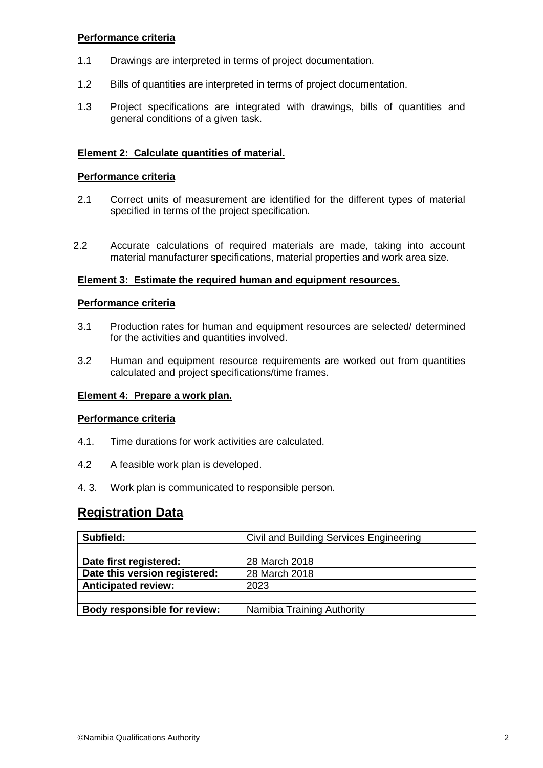**Performance criteria**

1.1 Drawings are interpreted in terms of project documentation.

1.2 Bills of quantities are interpreted in terms of project documentation.

1.3 Project specifications are integrated with drawings, bills of quantities and general conditions of a given task.

**Element 2: Calculate quantities of material.**

**Performance criteria**

2.1 Correct units of measurement are identified for the different types of material specified in terms of the project specification.

2.2 Accurate calculations of required materials are made, taking into account material manufacturer specifications, material properties and work area size.

**Element 3: Estimate the required human and equipment resources.**

**Performance criteria**

3.1 Production rates for human and equipment resources are selected/ determined for the activities and quantities involved.

3.2 Human and equipment resource requirements are worked out from quantities calculated and project specifications/time frames.

**Element 4: Prepare a work plan.**

**Performance criteria**

4.1. Time durations for work activities are calculated.

4.2 A feasible work plan is developed.

4. 3. Work plan is communicated to responsible person.

## Registration Data

| | |
|---|---|
| **Subfield:** | Civil and Building Services Engineering |
| | |
| **Date first registered:** | 28 March 2018 |
| **Date this version registered:** | 28 March 2018 |
| **Anticipated review:** | 2023 |
| | |
| **Body responsible for review:** | Namibia Training Authority |

©Namibia Qualifications Authority